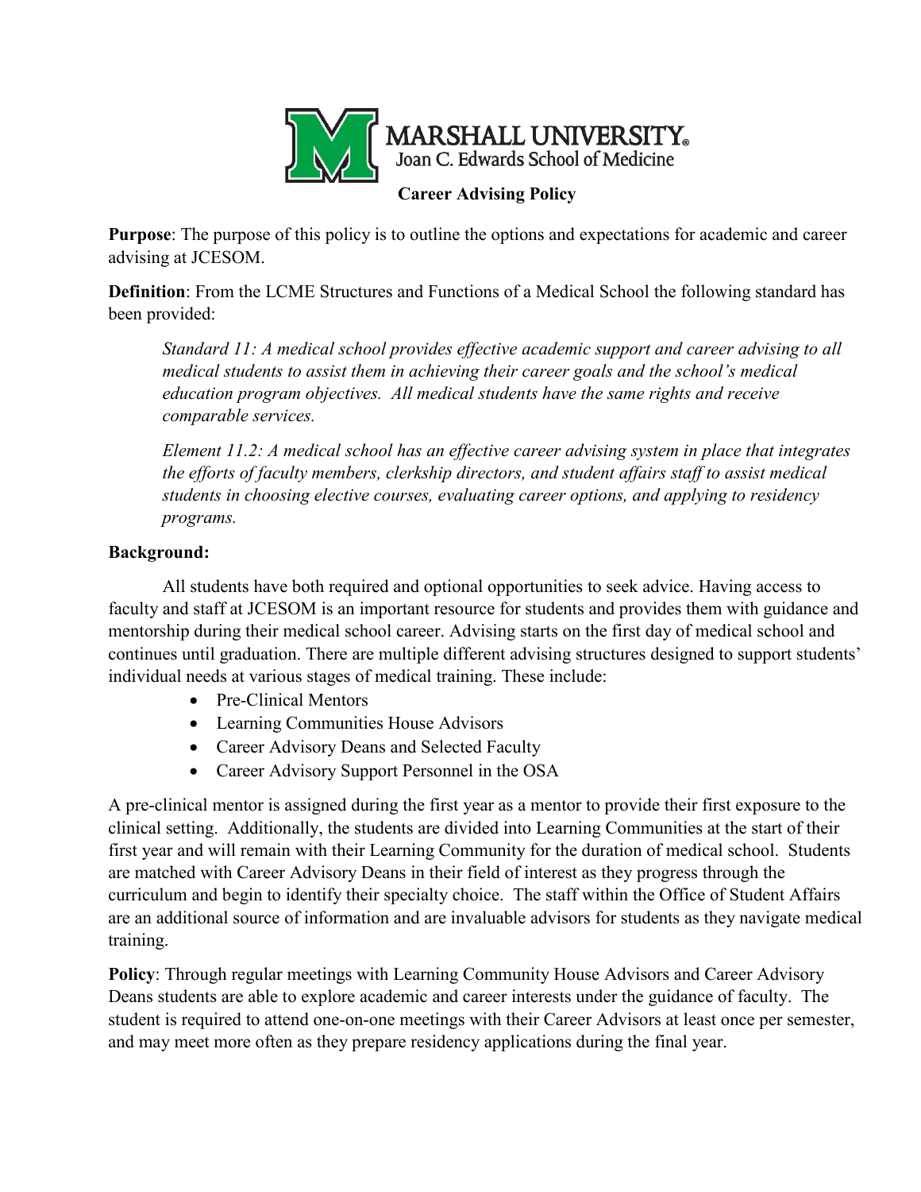MARSHALL UNIVERSITY.
Joan C. Edwards School of Medicine

# Career Advising Policy

**Purpose**: The purpose of this policy is to outline the options and expectations for academic and career advising at JCESOM.

**Definition**: From the LCME Structures and Functions of a Medical School the following standard has been provided:

> *Standard 11: A medical school provides effective academic support and career advising to all medical students to assist them in achieving their career goals and the school's medical education program objectives. All medical students have the same rights and receive comparable services.*
>
> *Element 11.2: A medical school has an effective career advising system in place that integrates the efforts of faculty members, clerkship directors, and student affairs staff to assist medical students in choosing elective courses, evaluating career options, and applying to residency programs.*

**Background:**

All students have both required and optional opportunities to seek advice. Having access to faculty and staff at JCESOM is an important resource for students and provides them with guidance and mentorship during their medical school career. Advising starts on the first day of medical school and continues until graduation. There are multiple different advising structures designed to support students' individual needs at various stages of medical training. These include:

- Pre-Clinical Mentors
- Learning Communities House Advisors
- Career Advisory Deans and Selected Faculty
- Career Advisory Support Personnel in the OSA

A pre-clinical mentor is assigned during the first year as a mentor to provide their first exposure to the clinical setting. Additionally, the students are divided into Learning Communities at the start of their first year and will remain with their Learning Community for the duration of medical school. Students are matched with Career Advisory Deans in their field of interest as they progress through the curriculum and begin to identify their specialty choice. The staff within the Office of Student Affairs are an additional source of information and are invaluable advisors for students as they navigate medical training.

**Policy**: Through regular meetings with Learning Community House Advisors and Career Advisory Deans students are able to explore academic and career interests under the guidance of faculty. The student is required to attend one-on-one meetings with their Career Advisors at least once per semester, and may meet more often as they prepare residency applications during the final year.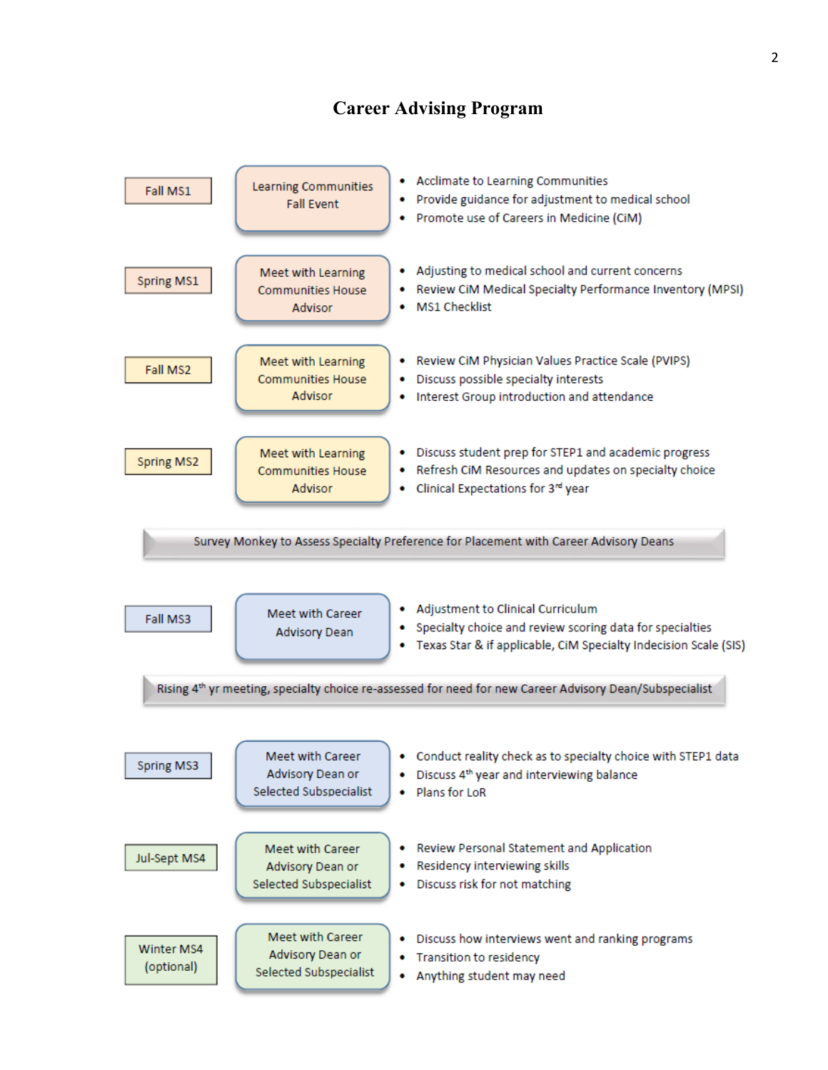# Career Advising Program

**Fall MS1** — Learning Communities Fall Event

- Acclimate to Learning Communities
- Provide guidance for adjustment to medical school
- Promote use of Careers in Medicine (CiM)

**Spring MS1** — Meet with Learning Communities House Advisor

- Adjusting to medical school and current concerns
- Review CiM Medical Specialty Performance Inventory (MPSI)
- MS1 Checklist

**Fall MS2** — Meet with Learning Communities House Advisor

- Review CiM Physician Values Practice Scale (PVIPS)
- Discuss possible specialty interests
- Interest Group introduction and attendance

**Spring MS2** — Meet with Learning Communities House Advisor

- Discuss student prep for STEP1 and academic progress
- Refresh CiM Resources and updates on specialty choice
- Clinical Expectations for 3rd year

**Survey Monkey to Assess Specialty Preference for Placement with Career Advisory Deans**

**Fall MS3** — Meet with Career Advisory Dean

- Adjustment to Clinical Curriculum
- Specialty choice and review scoring data for specialties
- Texas Star & if applicable, CiM Specialty Indecision Scale (SIS)

**Rising 4th yr meeting, specialty choice re-assessed for need for new Career Advisory Dean/Subspecialist**

**Spring MS3** — Meet with Career Advisory Dean or Selected Subspecialist

- Conduct reality check as to specialty choice with STEP1 data
- Discuss 4th year and interviewing balance
- Plans for LoR

**Jul-Sept MS4** — Meet with Career Advisory Dean or Selected Subspecialist

- Review Personal Statement and Application
- Residency interviewing skills
- Discuss risk for not matching

**Winter MS4 (optional)** — Meet with Career Advisory Dean or Selected Subspecialist

- Discuss how interviews went and ranking programs
- Transition to residency
- Anything student may need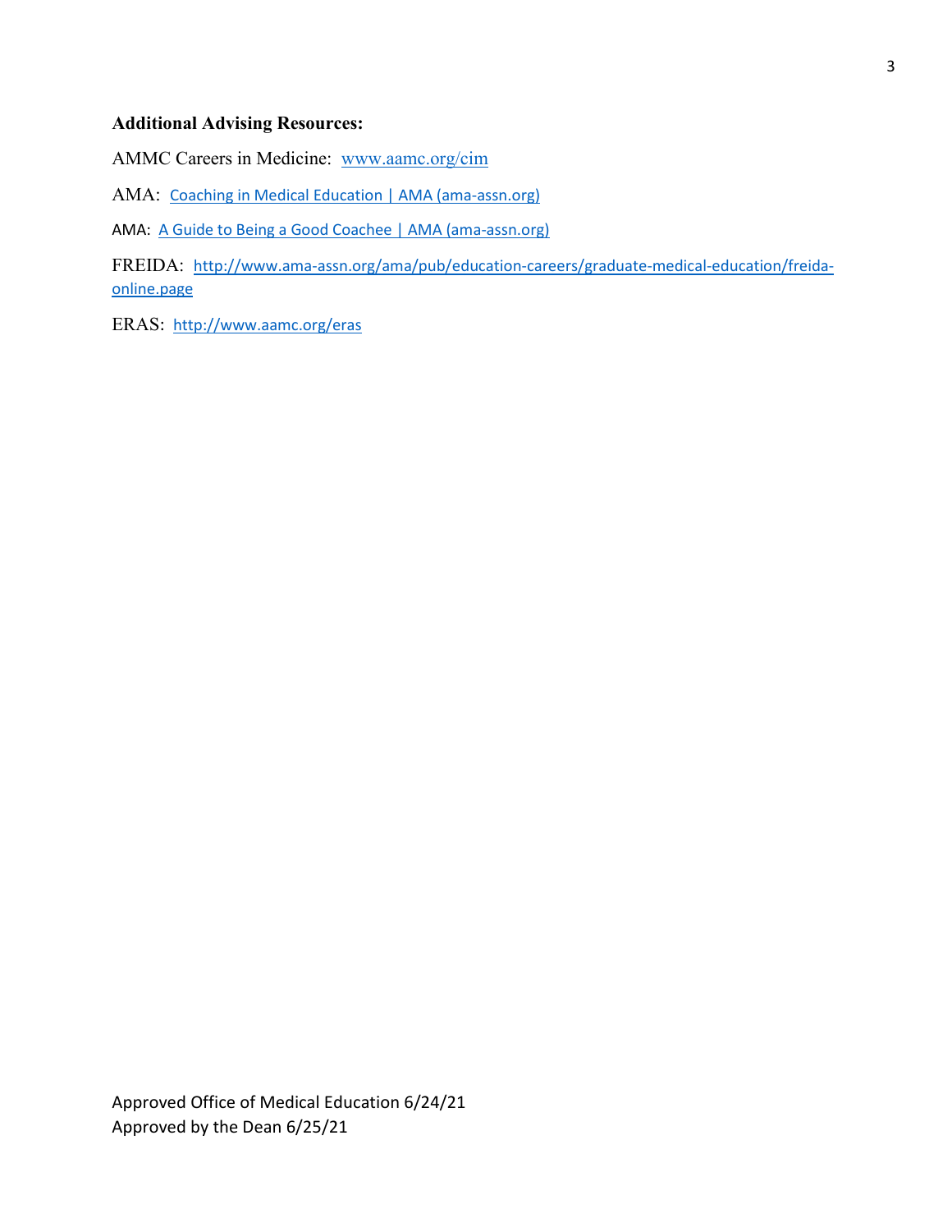**Additional Advising Resources:**

AMMC Careers in Medicine: [www.aamc.org/cim](http://www.aamc.org/cim)

AMA: [Coaching in Medical Education | AMA (ama-assn.org)](https://www.ama-assn.org)

AMA: [A Guide to Being a Good Coachee | AMA (ama-assn.org)](https://www.ama-assn.org)

FREIDA: [http://www.ama-assn.org/ama/pub/education-careers/graduate-medical-education/freida-online.page](http://www.ama-assn.org/ama/pub/education-careers/graduate-medical-education/freida-online.page)

ERAS: [http://www.aamc.org/eras](http://www.aamc.org/eras)

Approved Office of Medical Education 6/24/21
Approved by the Dean 6/25/21